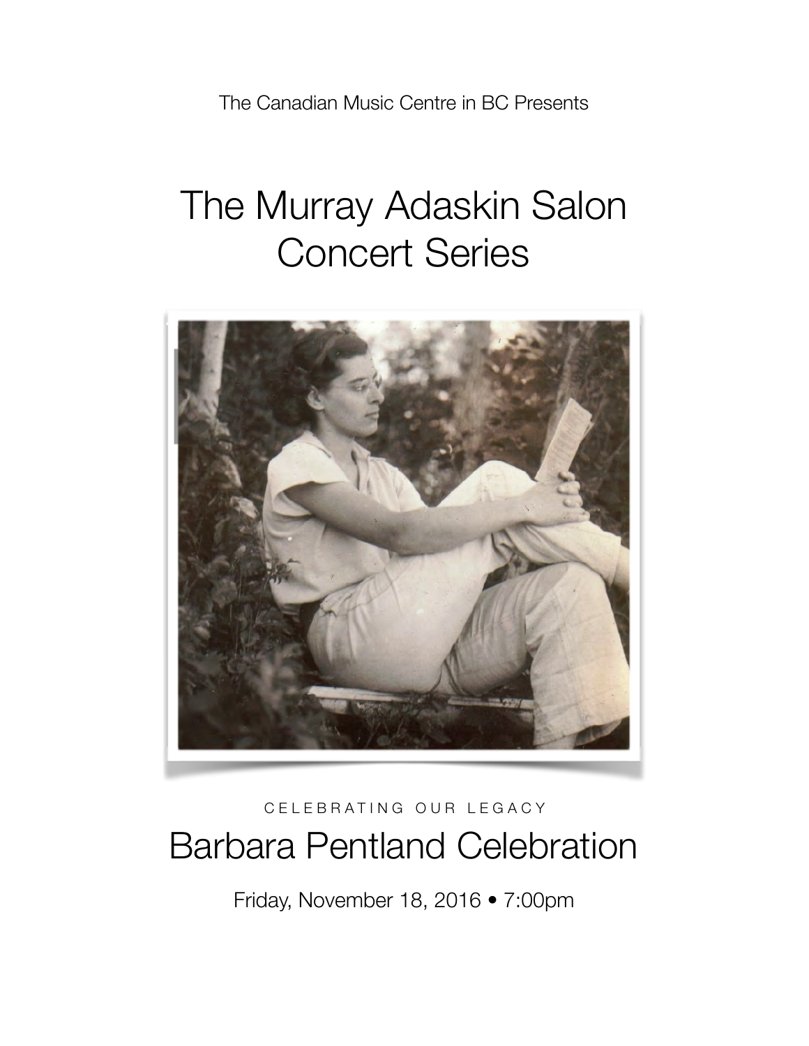The Canadian Music Centre in BC Presents

# The Murray Adaskin Salon Concert Series

CELEBRATING OUR LEGACY

## Barbara Pentland Celebration

Friday, November 18, 2016 • 7:00pm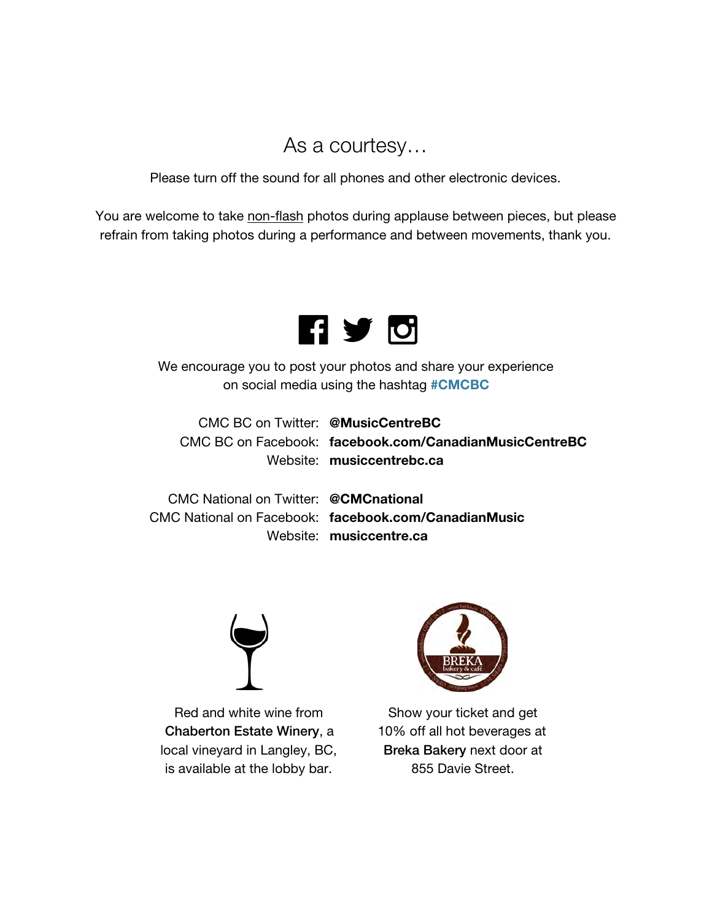# As a courtesy…

Please turn off the sound for all phones and other electronic devices.

You are welcome to take non-flash photos during applause between pieces, but please refrain from taking photos during a performance and between movements, thank you.

We encourage you to post your photos and share your experience on social media using the hashtag **#CMCBC**

CMC BC on Twitter: **@MusicCentreBC**
CMC BC on Facebook: **facebook.com/CanadianMusicCentreBC**
Website: **musiccentrebc.ca**

CMC National on Twitter: **@CMCnational**
CMC National on Facebook: **facebook.com/CanadianMusic**
Website: **musiccentre.ca**

Red and white wine from **Chaberton Estate Winery**, a local vineyard in Langley, BC, is available at the lobby bar.

Show your ticket and get 10% off all hot beverages at **Breka Bakery** next door at 855 Davie Street.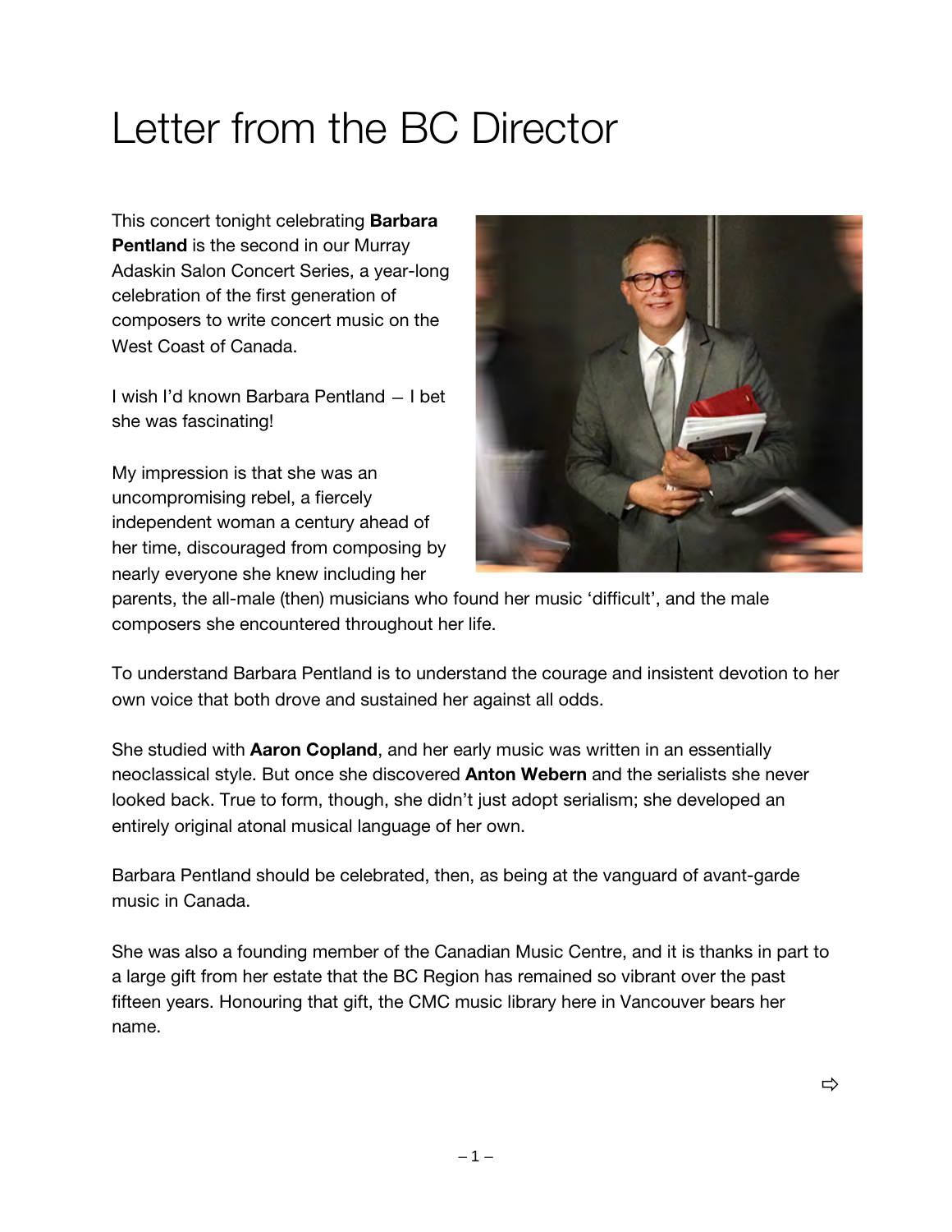# Letter from the BC Director

This concert tonight celebrating **Barbara Pentland** is the second in our Murray Adaskin Salon Concert Series, a year-long celebration of the first generation of composers to write concert music on the West Coast of Canada.

I wish I'd known Barbara Pentland – I bet she was fascinating!

My impression is that she was an uncompromising rebel, a fiercely independent woman a century ahead of her time, discouraged from composing by nearly everyone she knew including her parents, the all-male (then) musicians who found her music 'difficult', and the male composers she encountered throughout her life.

To understand Barbara Pentland is to understand the courage and insistent devotion to her own voice that both drove and sustained her against all odds.

She studied with **Aaron Copland**, and her early music was written in an essentially neoclassical style. But once she discovered **Anton Webern** and the serialists she never looked back. True to form, though, she didn't just adopt serialism; she developed an entirely original atonal musical language of her own.

Barbara Pentland should be celebrated, then, as being at the vanguard of avant-garde music in Canada.

She was also a founding member of the Canadian Music Centre, and it is thanks in part to a large gift from her estate that the BC Region has remained so vibrant over the past fifteen years. Honouring that gift, the CMC music library here in Vancouver bears her name.

⇨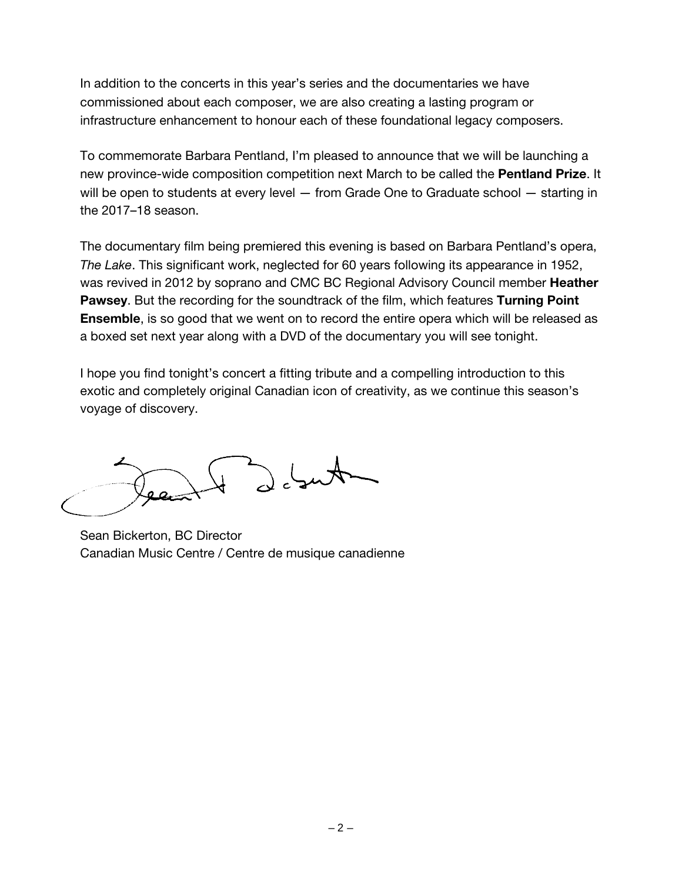In addition to the concerts in this year's series and the documentaries we have commissioned about each composer, we are also creating a lasting program or infrastructure enhancement to honour each of these foundational legacy composers.

To commemorate Barbara Pentland, I'm pleased to announce that we will be launching a new province-wide composition competition next March to be called the **Pentland Prize**. It will be open to students at every level — from Grade One to Graduate school — starting in the 2017–18 season.

The documentary film being premiered this evening is based on Barbara Pentland's opera, *The Lake*. This significant work, neglected for 60 years following its appearance in 1952, was revived in 2012 by soprano and CMC BC Regional Advisory Council member **Heather Pawsey**. But the recording for the soundtrack of the film, which features **Turning Point Ensemble**, is so good that we went on to record the entire opera which will be released as a boxed set next year along with a DVD of the documentary you will see tonight.

I hope you find tonight's concert a fitting tribute and a compelling introduction to this exotic and completely original Canadian icon of creativity, as we continue this season's voyage of discovery.

Sean Bickerton, BC Director
Canadian Music Centre / Centre de musique canadienne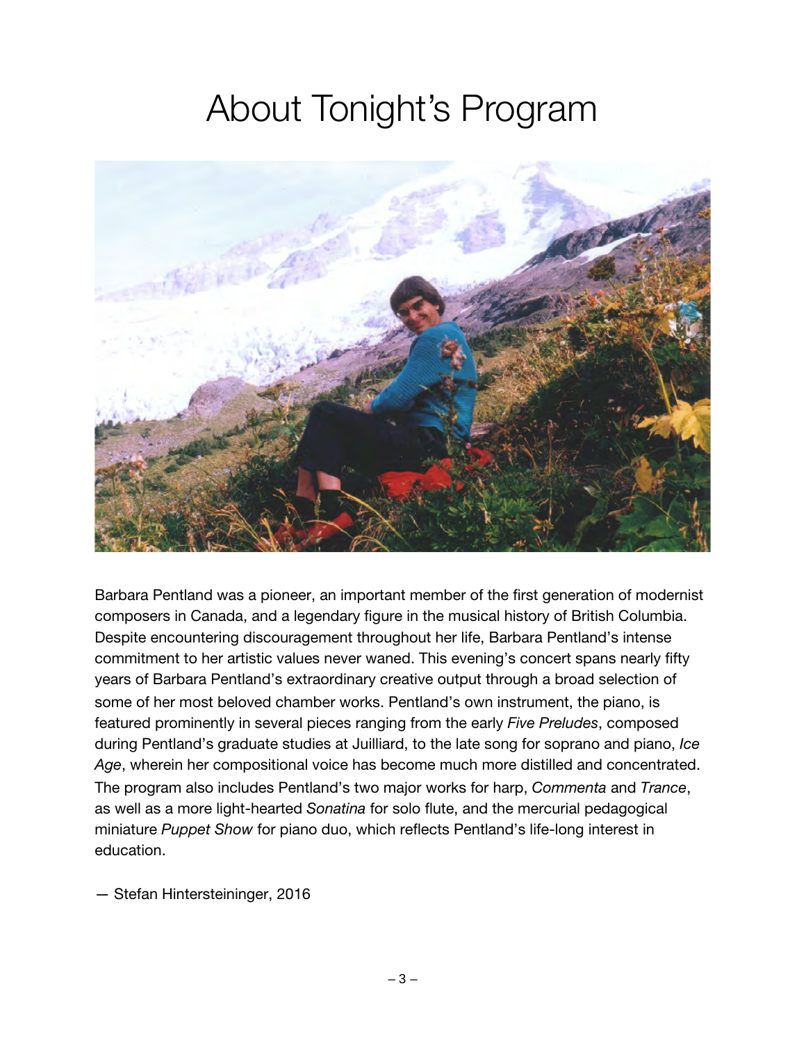# About Tonight's Program

Barbara Pentland was a pioneer, an important member of the first generation of modernist composers in Canada, and a legendary figure in the musical history of British Columbia. Despite encountering discouragement throughout her life, Barbara Pentland's intense commitment to her artistic values never waned. This evening's concert spans nearly fifty years of Barbara Pentland's extraordinary creative output through a broad selection of some of her most beloved chamber works. Pentland's own instrument, the piano, is featured prominently in several pieces ranging from the early *Five Preludes*, composed during Pentland's graduate studies at Juilliard, to the late song for soprano and piano, *Ice Age*, wherein her compositional voice has become much more distilled and concentrated. The program also includes Pentland's two major works for harp, *Commenta* and *Trance*, as well as a more light-hearted *Sonatina* for solo flute, and the mercurial pedagogical miniature *Puppet Show* for piano duo, which reflects Pentland's life-long interest in education.

— Stefan Hintersteininger, 2016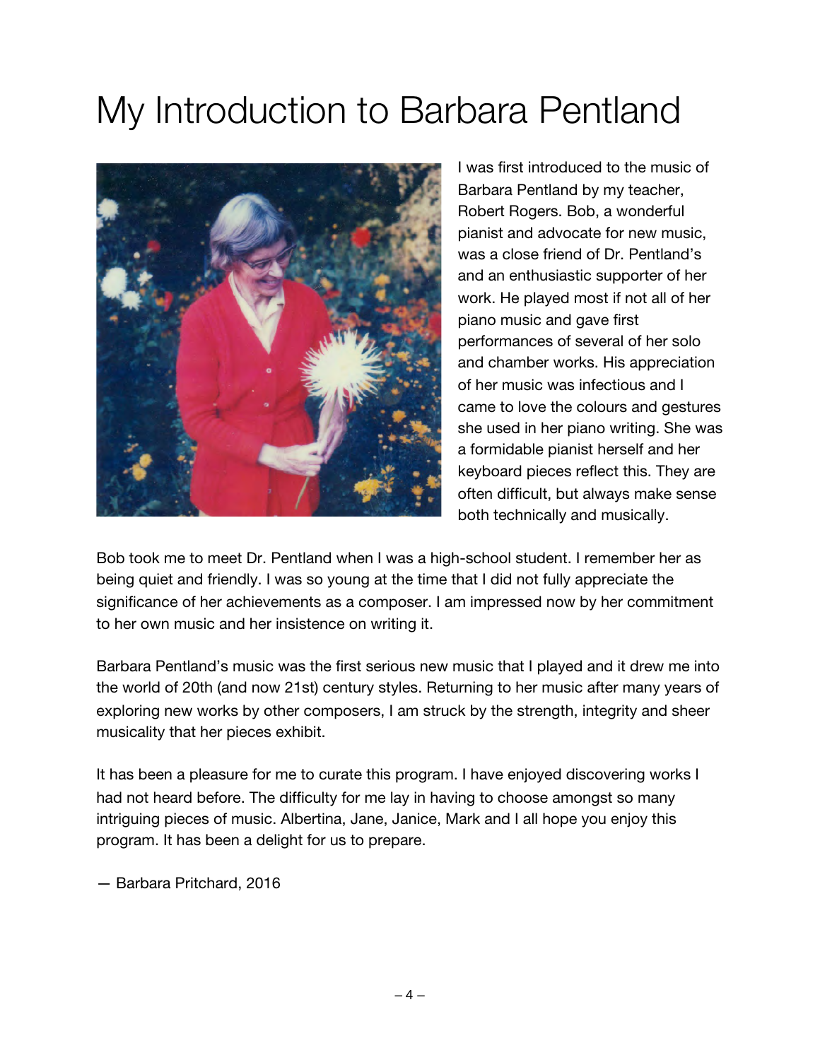# My Introduction to Barbara Pentland

I was first introduced to the music of Barbara Pentland by my teacher, Robert Rogers. Bob, a wonderful pianist and advocate for new music, was a close friend of Dr. Pentland's and an enthusiastic supporter of her work. He played most if not all of her piano music and gave first performances of several of her solo and chamber works. His appreciation of her music was infectious and I came to love the colours and gestures she used in her piano writing. She was a formidable pianist herself and her keyboard pieces reflect this. They are often difficult, but always make sense both technically and musically.

Bob took me to meet Dr. Pentland when I was a high-school student. I remember her as being quiet and friendly. I was so young at the time that I did not fully appreciate the significance of her achievements as a composer. I am impressed now by her commitment to her own music and her insistence on writing it.

Barbara Pentland's music was the first serious new music that I played and it drew me into the world of 20th (and now 21st) century styles. Returning to her music after many years of exploring new works by other composers, I am struck by the strength, integrity and sheer musicality that her pieces exhibit.

It has been a pleasure for me to curate this program. I have enjoyed discovering works I had not heard before. The difficulty for me lay in having to choose amongst so many intriguing pieces of music. Albertina, Jane, Janice, Mark and I all hope you enjoy this program. It has been a delight for us to prepare.

— Barbara Pritchard, 2016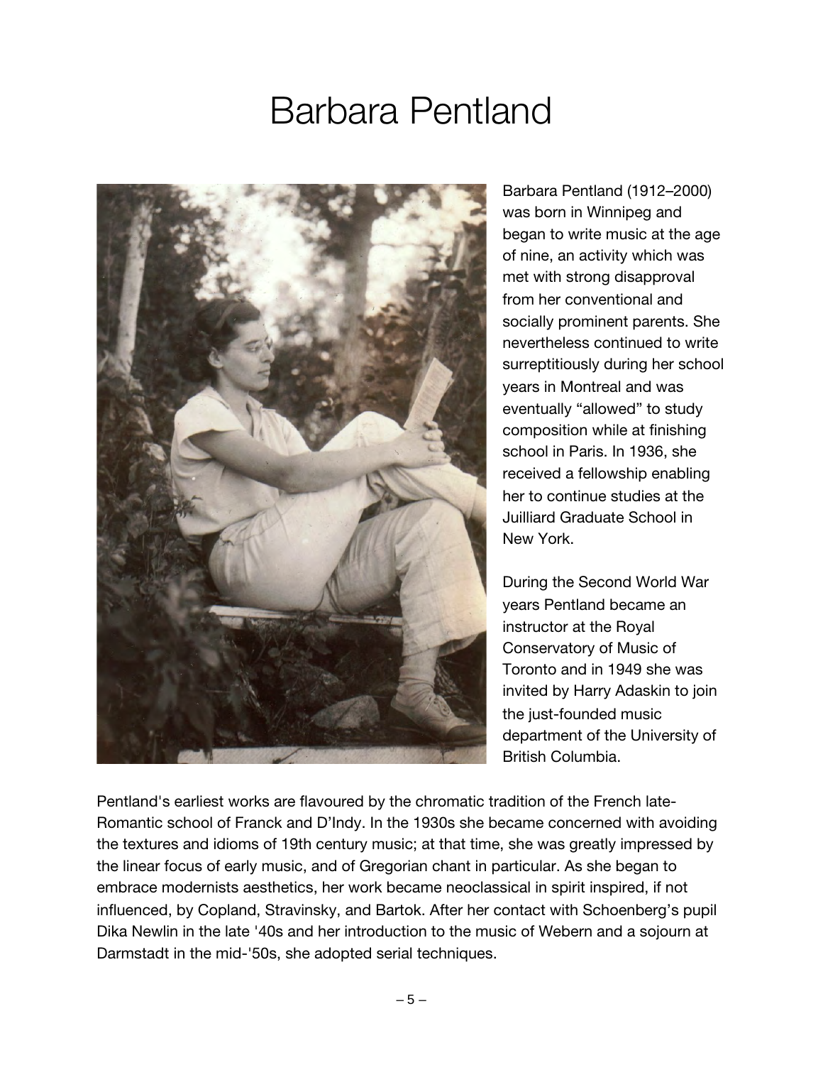# Barbara Pentland

Barbara Pentland (1912–2000) was born in Winnipeg and began to write music at the age of nine, an activity which was met with strong disapproval from her conventional and socially prominent parents. She nevertheless continued to write surreptitiously during her school years in Montreal and was eventually "allowed" to study composition while at finishing school in Paris. In 1936, she received a fellowship enabling her to continue studies at the Juilliard Graduate School in New York.

During the Second World War years Pentland became an instructor at the Royal Conservatory of Music of Toronto and in 1949 she was invited by Harry Adaskin to join the just-founded music department of the University of British Columbia.

Pentland's earliest works are flavoured by the chromatic tradition of the French late-Romantic school of Franck and D'Indy. In the 1930s she became concerned with avoiding the textures and idioms of 19th century music; at that time, she was greatly impressed by the linear focus of early music, and of Gregorian chant in particular. As she began to embrace modernists aesthetics, her work became neoclassical in spirit inspired, if not influenced, by Copland, Stravinsky, and Bartok. After her contact with Schoenberg's pupil Dika Newlin in the late '40s and her introduction to the music of Webern and a sojourn at Darmstadt in the mid-'50s, she adopted serial techniques.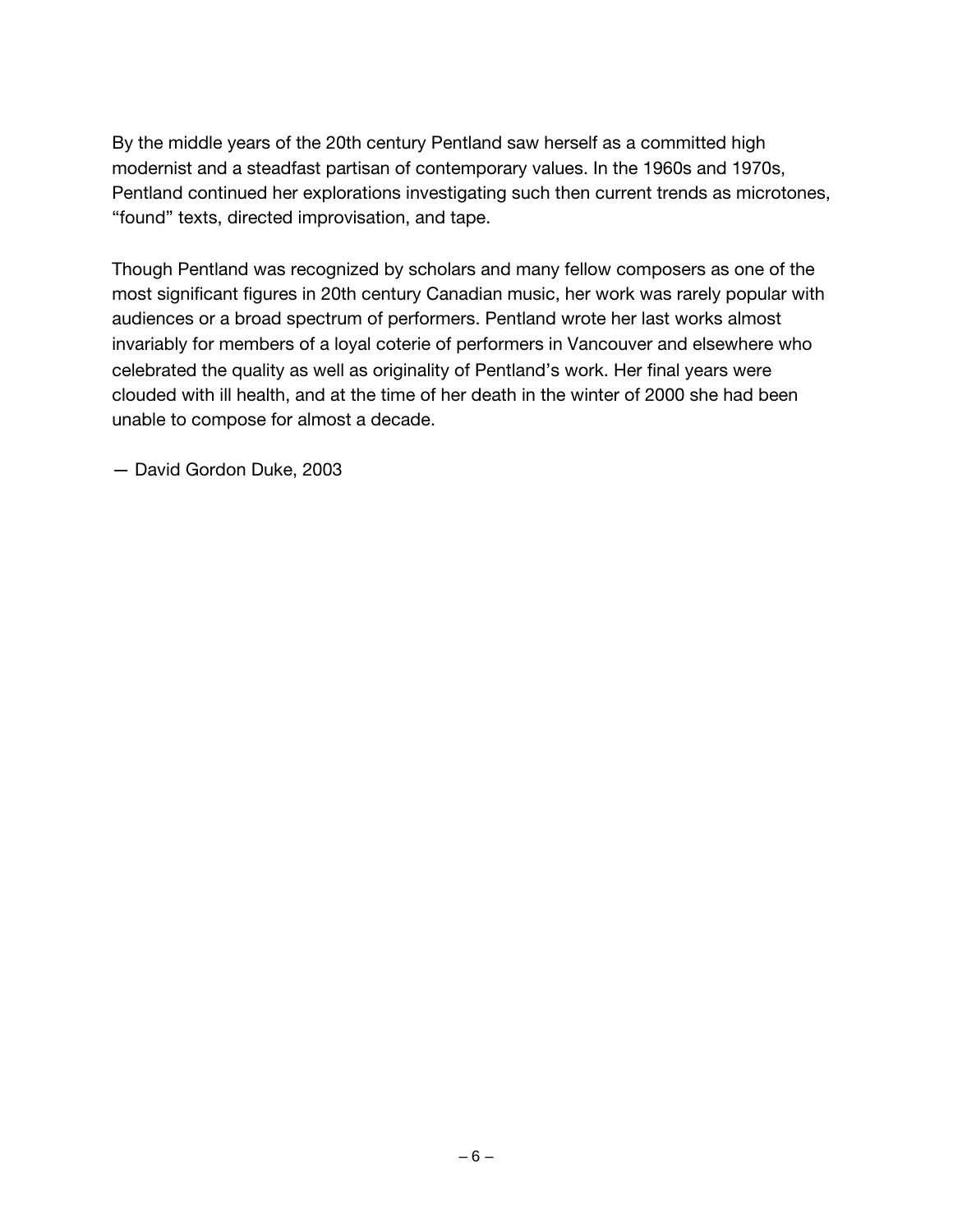By the middle years of the 20th century Pentland saw herself as a committed high modernist and a steadfast partisan of contemporary values. In the 1960s and 1970s, Pentland continued her explorations investigating such then current trends as microtones, “found” texts, directed improvisation, and tape.

Though Pentland was recognized by scholars and many fellow composers as one of the most significant figures in 20th century Canadian music, her work was rarely popular with audiences or a broad spectrum of performers. Pentland wrote her last works almost invariably for members of a loyal coterie of performers in Vancouver and elsewhere who celebrated the quality as well as originality of Pentland’s work. Her final years were clouded with ill health, and at the time of her death in the winter of 2000 she had been unable to compose for almost a decade.

— David Gordon Duke, 2003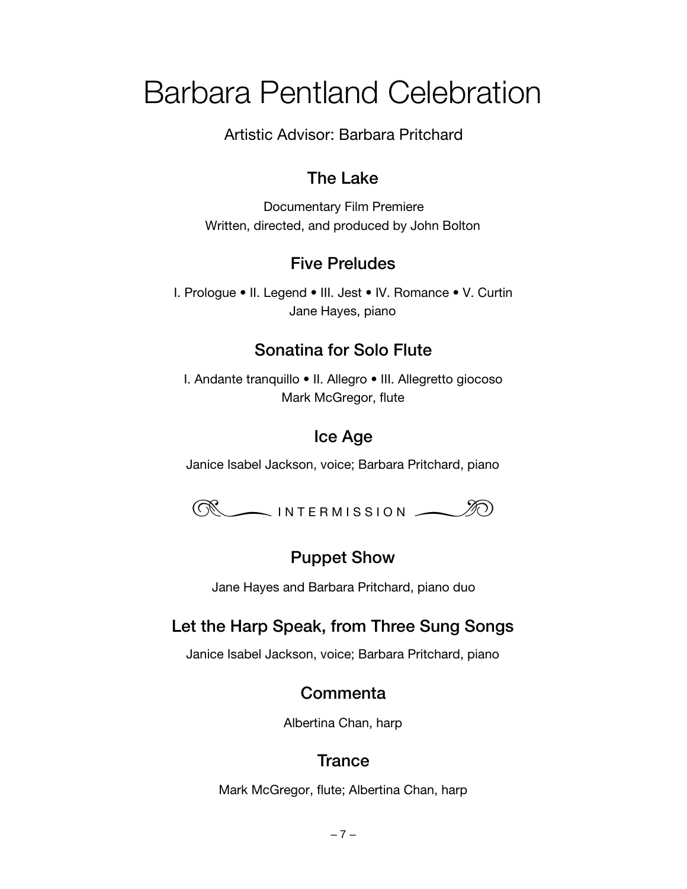# Barbara Pentland Celebration

Artistic Advisor: Barbara Pritchard

### The Lake

Documentary Film Premiere
Written, directed, and produced by John Bolton

### Five Preludes

I. Prologue • II. Legend • III. Jest • IV. Romance • V. Curtin
Jane Hayes, piano

### Sonatina for Solo Flute

I. Andante tranquillo • II. Allegro • III. Allegretto giocoso
Mark McGregor, flute

### Ice Age

Janice Isabel Jackson, voice; Barbara Pritchard, piano

INTERMISSION

### Puppet Show

Jane Hayes and Barbara Pritchard, piano duo

### Let the Harp Speak, from Three Sung Songs

Janice Isabel Jackson, voice; Barbara Pritchard, piano

### Commenta

Albertina Chan, harp

### Trance

Mark McGregor, flute; Albertina Chan, harp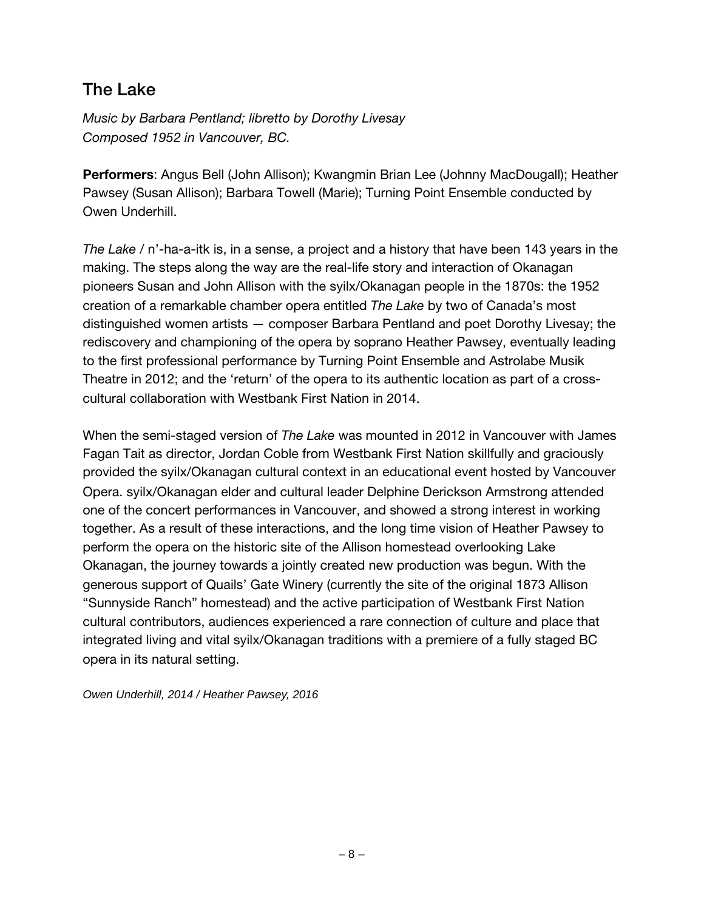## The Lake

*Music by Barbara Pentland; libretto by Dorothy Livesay*
*Composed 1952 in Vancouver, BC.*

**Performers**: Angus Bell (John Allison); Kwangmin Brian Lee (Johnny MacDougall); Heather Pawsey (Susan Allison); Barbara Towell (Marie); Turning Point Ensemble conducted by Owen Underhill.

*The Lake* / n'-ha-a-itk is, in a sense, a project and a history that have been 143 years in the making. The steps along the way are the real-life story and interaction of Okanagan pioneers Susan and John Allison with the syilx/Okanagan people in the 1870s: the 1952 creation of a remarkable chamber opera entitled *The Lake* by two of Canada's most distinguished women artists — composer Barbara Pentland and poet Dorothy Livesay; the rediscovery and championing of the opera by soprano Heather Pawsey, eventually leading to the first professional performance by Turning Point Ensemble and Astrolabe Musik Theatre in 2012; and the 'return' of the opera to its authentic location as part of a cross-cultural collaboration with Westbank First Nation in 2014.

When the semi-staged version of *The Lake* was mounted in 2012 in Vancouver with James Fagan Tait as director, Jordan Coble from Westbank First Nation skillfully and graciously provided the syilx/Okanagan cultural context in an educational event hosted by Vancouver Opera. syilx/Okanagan elder and cultural leader Delphine Derickson Armstrong attended one of the concert performances in Vancouver, and showed a strong interest in working together. As a result of these interactions, and the long time vision of Heather Pawsey to perform the opera on the historic site of the Allison homestead overlooking Lake Okanagan, the journey towards a jointly created new production was begun. With the generous support of Quails' Gate Winery (currently the site of the original 1873 Allison "Sunnyside Ranch" homestead) and the active participation of Westbank First Nation cultural contributors, audiences experienced a rare connection of culture and place that integrated living and vital syilx/Okanagan traditions with a premiere of a fully staged BC opera in its natural setting.

*Owen Underhill, 2014 / Heather Pawsey, 2016*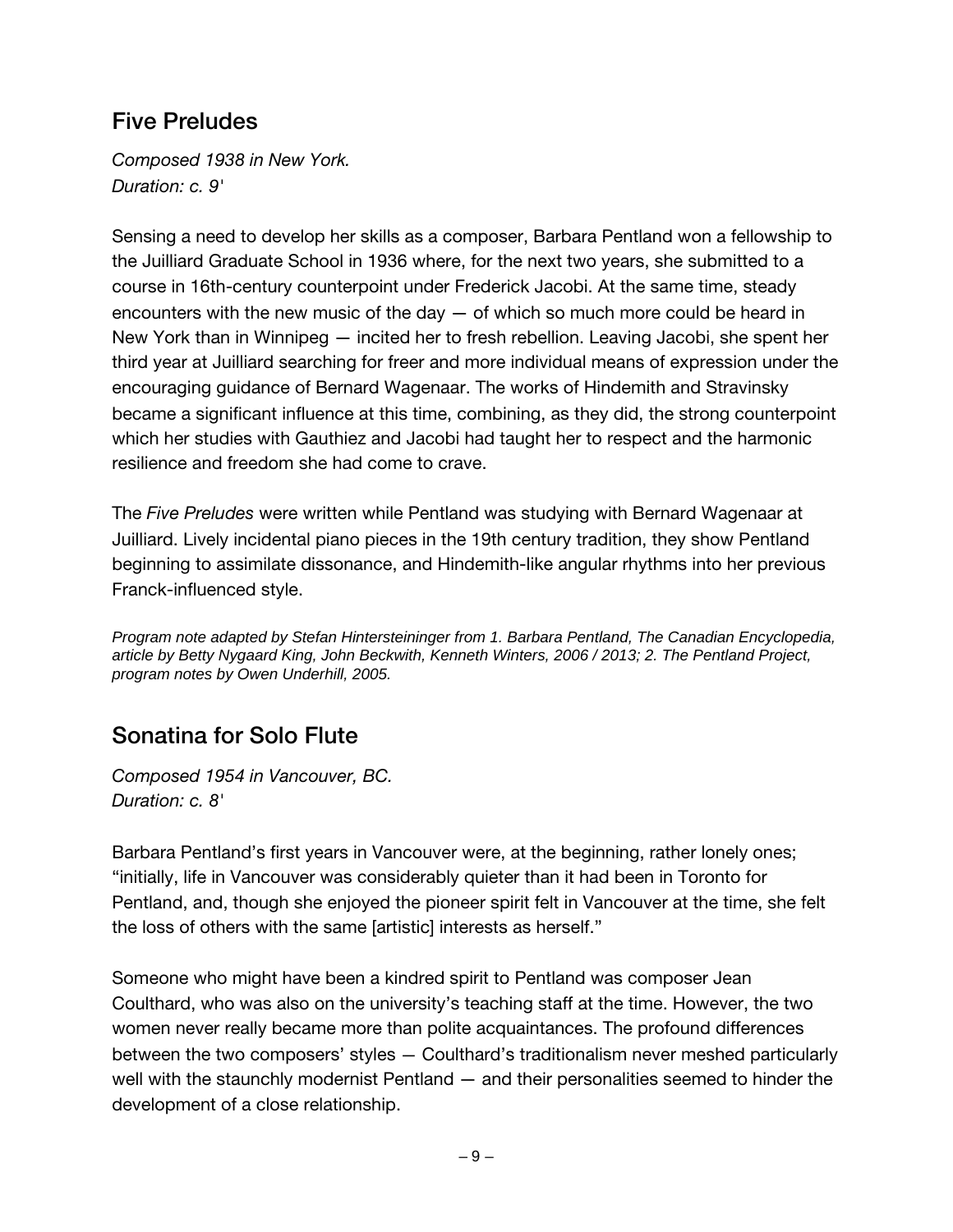## Five Preludes

*Composed 1938 in New York.*
*Duration: c. 9'*

Sensing a need to develop her skills as a composer, Barbara Pentland won a fellowship to the Juilliard Graduate School in 1936 where, for the next two years, she submitted to a course in 16th-century counterpoint under Frederick Jacobi. At the same time, steady encounters with the new music of the day — of which so much more could be heard in New York than in Winnipeg — incited her to fresh rebellion. Leaving Jacobi, she spent her third year at Juilliard searching for freer and more individual means of expression under the encouraging guidance of Bernard Wagenaar. The works of Hindemith and Stravinsky became a significant influence at this time, combining, as they did, the strong counterpoint which her studies with Gauthiez and Jacobi had taught her to respect and the harmonic resilience and freedom she had come to crave.

The *Five Preludes* were written while Pentland was studying with Bernard Wagenaar at Juilliard. Lively incidental piano pieces in the 19th century tradition, they show Pentland beginning to assimilate dissonance, and Hindemith-like angular rhythms into her previous Franck-influenced style.

*Program note adapted by Stefan Hintersteininger from 1. Barbara Pentland, The Canadian Encyclopedia, article by Betty Nygaard King, John Beckwith, Kenneth Winters, 2006 / 2013; 2. The Pentland Project, program notes by Owen Underhill, 2005.*

## Sonatina for Solo Flute

*Composed 1954 in Vancouver, BC.*
*Duration: c. 8'*

Barbara Pentland's first years in Vancouver were, at the beginning, rather lonely ones; "initially, life in Vancouver was considerably quieter than it had been in Toronto for Pentland, and, though she enjoyed the pioneer spirit felt in Vancouver at the time, she felt the loss of others with the same [artistic] interests as herself."

Someone who might have been a kindred spirit to Pentland was composer Jean Coulthard, who was also on the university's teaching staff at the time. However, the two women never really became more than polite acquaintances. The profound differences between the two composers' styles — Coulthard's traditionalism never meshed particularly well with the staunchly modernist Pentland — and their personalities seemed to hinder the development of a close relationship.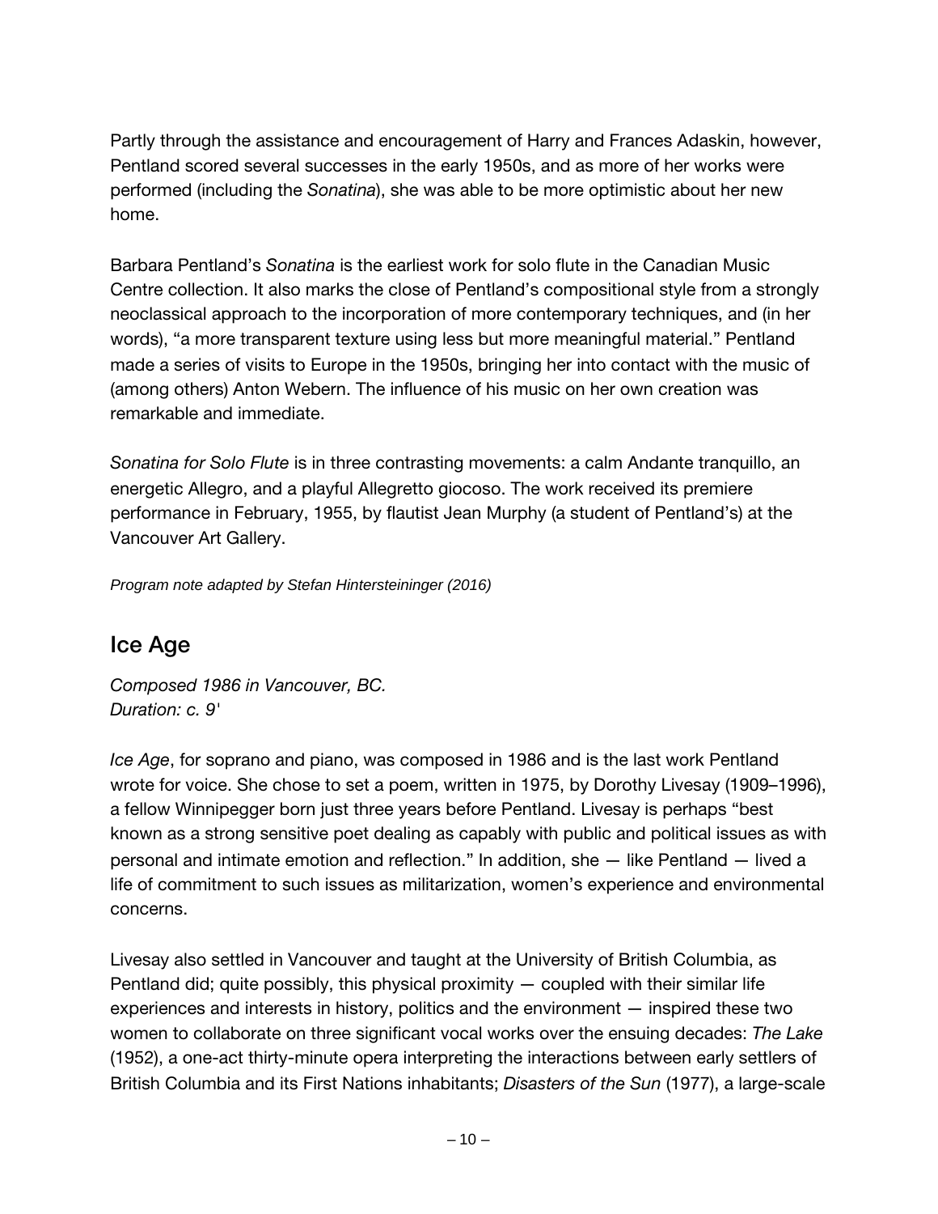Partly through the assistance and encouragement of Harry and Frances Adaskin, however, Pentland scored several successes in the early 1950s, and as more of her works were performed (including the *Sonatina*), she was able to be more optimistic about her new home.

Barbara Pentland's *Sonatina* is the earliest work for solo flute in the Canadian Music Centre collection. It also marks the close of Pentland's compositional style from a strongly neoclassical approach to the incorporation of more contemporary techniques, and (in her words), "a more transparent texture using less but more meaningful material." Pentland made a series of visits to Europe in the 1950s, bringing her into contact with the music of (among others) Anton Webern. The influence of his music on her own creation was remarkable and immediate.

*Sonatina for Solo Flute* is in three contrasting movements: a calm Andante tranquillo, an energetic Allegro, and a playful Allegretto giocoso. The work received its premiere performance in February, 1955, by flautist Jean Murphy (a student of Pentland's) at the Vancouver Art Gallery.

*Program note adapted by Stefan Hintersteininger (2016)*

## Ice Age

*Composed 1986 in Vancouver, BC.*
*Duration: c. 9'*

*Ice Age*, for soprano and piano, was composed in 1986 and is the last work Pentland wrote for voice. She chose to set a poem, written in 1975, by Dorothy Livesay (1909–1996), a fellow Winnipegger born just three years before Pentland. Livesay is perhaps "best known as a strong sensitive poet dealing as capably with public and political issues as with personal and intimate emotion and reflection." In addition, she — like Pentland — lived a life of commitment to such issues as militarization, women's experience and environmental concerns.

Livesay also settled in Vancouver and taught at the University of British Columbia, as Pentland did; quite possibly, this physical proximity — coupled with their similar life experiences and interests in history, politics and the environment — inspired these two women to collaborate on three significant vocal works over the ensuing decades: *The Lake* (1952), a one-act thirty-minute opera interpreting the interactions between early settlers of British Columbia and its First Nations inhabitants; *Disasters of the Sun* (1977), a large-scale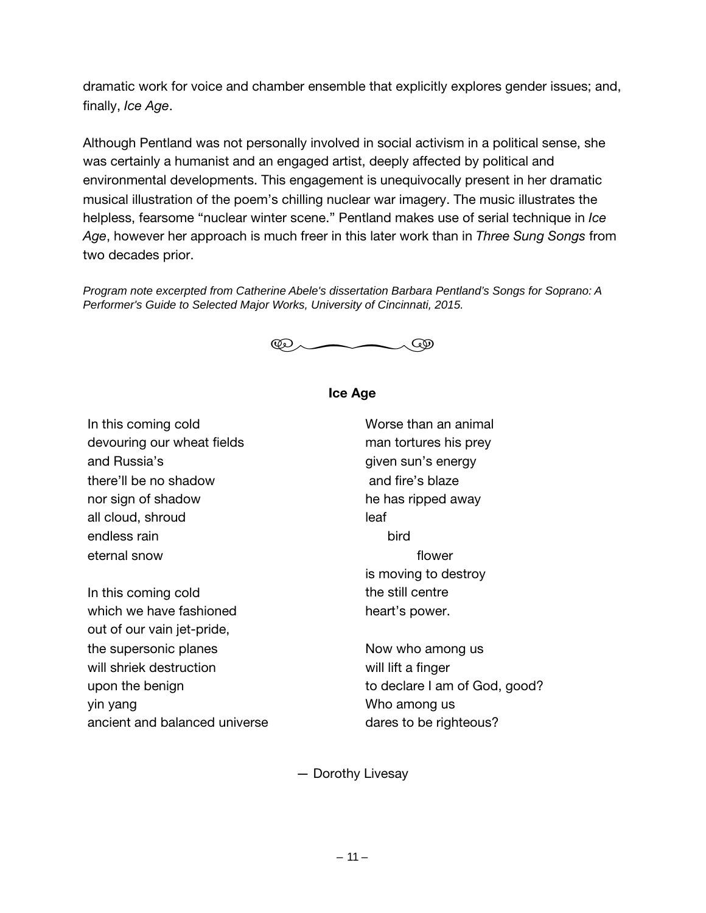dramatic work for voice and chamber ensemble that explicitly explores gender issues; and, finally, *Ice Age*.

Although Pentland was not personally involved in social activism in a political sense, she was certainly a humanist and an engaged artist, deeply affected by political and environmental developments. This engagement is unequivocally present in her dramatic musical illustration of the poem's chilling nuclear war imagery. The music illustrates the helpless, fearsome "nuclear winter scene." Pentland makes use of serial technique in *Ice Age*, however her approach is much freer in this later work than in *Three Sung Songs* from two decades prior.

*Program note excerpted from Catherine Abele's dissertation Barbara Pentland's Songs for Soprano: A Performer's Guide to Selected Major Works, University of Cincinnati, 2015.*

**Ice Age**

In this coming cold
devouring our wheat fields
and Russia's
there'll be no shadow
nor sign of shadow
all cloud, shroud
endless rain
eternal snow

In this coming cold
which we have fashioned
out of our vain jet-pride,
the supersonic planes
will shriek destruction
upon the benign
yin yang
ancient and balanced universe

Worse than an animal
man tortures his prey
given sun's energy
and fire's blaze
he has ripped away
leaf
bird
flower
is moving to destroy
the still centre
heart's power.

Now who among us
will lift a finger
to declare I am of God, good?
Who among us
dares to be righteous?

— Dorothy Livesay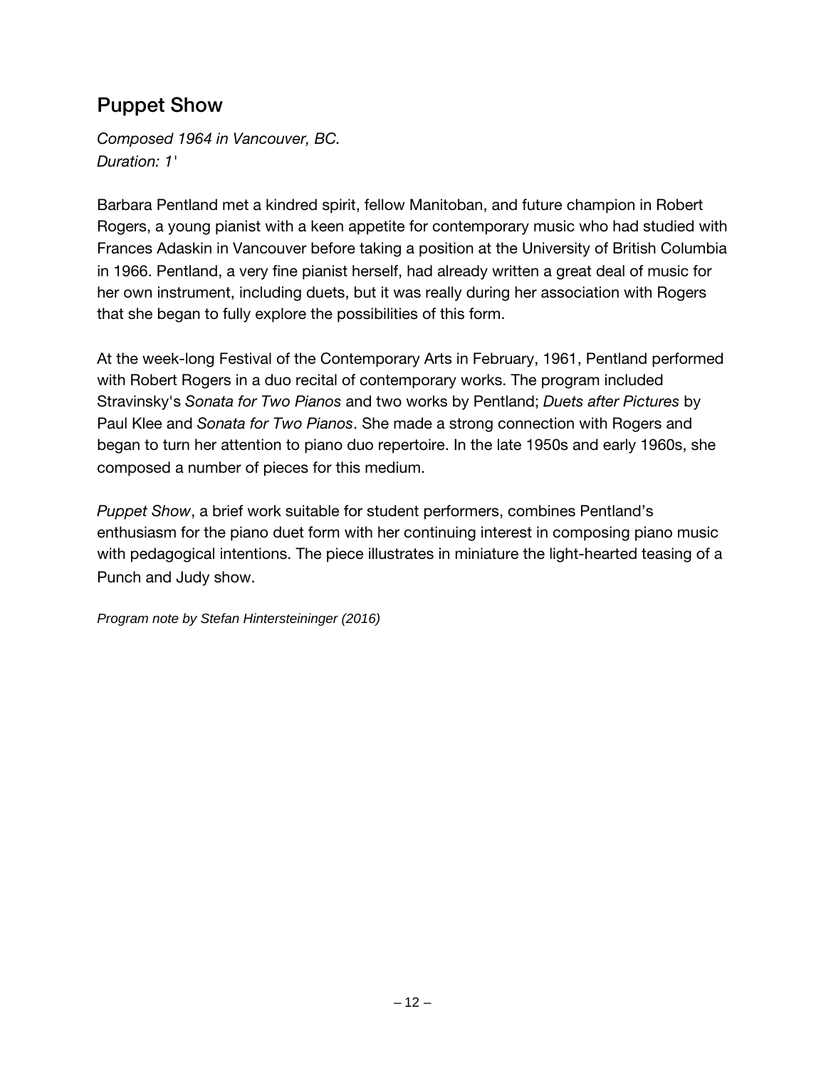## Puppet Show

*Composed 1964 in Vancouver, BC.*
*Duration: 1'*

Barbara Pentland met a kindred spirit, fellow Manitoban, and future champion in Robert Rogers, a young pianist with a keen appetite for contemporary music who had studied with Frances Adaskin in Vancouver before taking a position at the University of British Columbia in 1966. Pentland, a very fine pianist herself, had already written a great deal of music for her own instrument, including duets, but it was really during her association with Rogers that she began to fully explore the possibilities of this form.

At the week-long Festival of the Contemporary Arts in February, 1961, Pentland performed with Robert Rogers in a duo recital of contemporary works. The program included Stravinsky's *Sonata for Two Pianos* and two works by Pentland; *Duets after Pictures* by Paul Klee and *Sonata for Two Pianos*. She made a strong connection with Rogers and began to turn her attention to piano duo repertoire. In the late 1950s and early 1960s, she composed a number of pieces for this medium.

*Puppet Show*, a brief work suitable for student performers, combines Pentland's enthusiasm for the piano duet form with her continuing interest in composing piano music with pedagogical intentions. The piece illustrates in miniature the light-hearted teasing of a Punch and Judy show.

*Program note by Stefan Hintersteininger (2016)*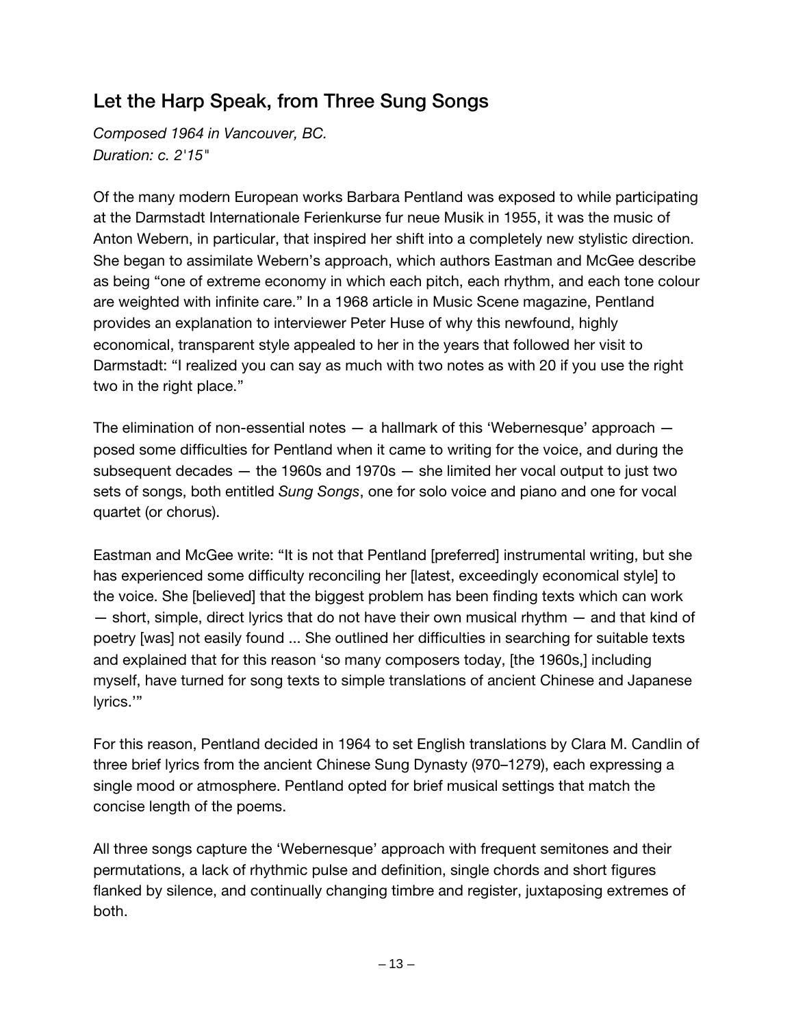## Let the Harp Speak, from Three Sung Songs

*Composed 1964 in Vancouver, BC.*
*Duration: c. 2'15"*

Of the many modern European works Barbara Pentland was exposed to while participating at the Darmstadt Internationale Ferienkurse fur neue Musik in 1955, it was the music of Anton Webern, in particular, that inspired her shift into a completely new stylistic direction. She began to assimilate Webern's approach, which authors Eastman and McGee describe as being "one of extreme economy in which each pitch, each rhythm, and each tone colour are weighted with infinite care." In a 1968 article in Music Scene magazine, Pentland provides an explanation to interviewer Peter Huse of why this newfound, highly economical, transparent style appealed to her in the years that followed her visit to Darmstadt: "I realized you can say as much with two notes as with 20 if you use the right two in the right place."

The elimination of non-essential notes — a hallmark of this 'Webernesque' approach — posed some difficulties for Pentland when it came to writing for the voice, and during the subsequent decades — the 1960s and 1970s — she limited her vocal output to just two sets of songs, both entitled *Sung Songs*, one for solo voice and piano and one for vocal quartet (or chorus).

Eastman and McGee write: "It is not that Pentland [preferred] instrumental writing, but she has experienced some difficulty reconciling her [latest, exceedingly economical style] to the voice. She [believed] that the biggest problem has been finding texts which can work — short, simple, direct lyrics that do not have their own musical rhythm — and that kind of poetry [was] not easily found ... She outlined her difficulties in searching for suitable texts and explained that for this reason 'so many composers today, [the 1960s,] including myself, have turned for song texts to simple translations of ancient Chinese and Japanese lyrics.'"

For this reason, Pentland decided in 1964 to set English translations by Clara M. Candlin of three brief lyrics from the ancient Chinese Sung Dynasty (970–1279), each expressing a single mood or atmosphere. Pentland opted for brief musical settings that match the concise length of the poems.

All three songs capture the 'Webernesque' approach with frequent semitones and their permutations, a lack of rhythmic pulse and definition, single chords and short figures flanked by silence, and continually changing timbre and register, juxtaposing extremes of both.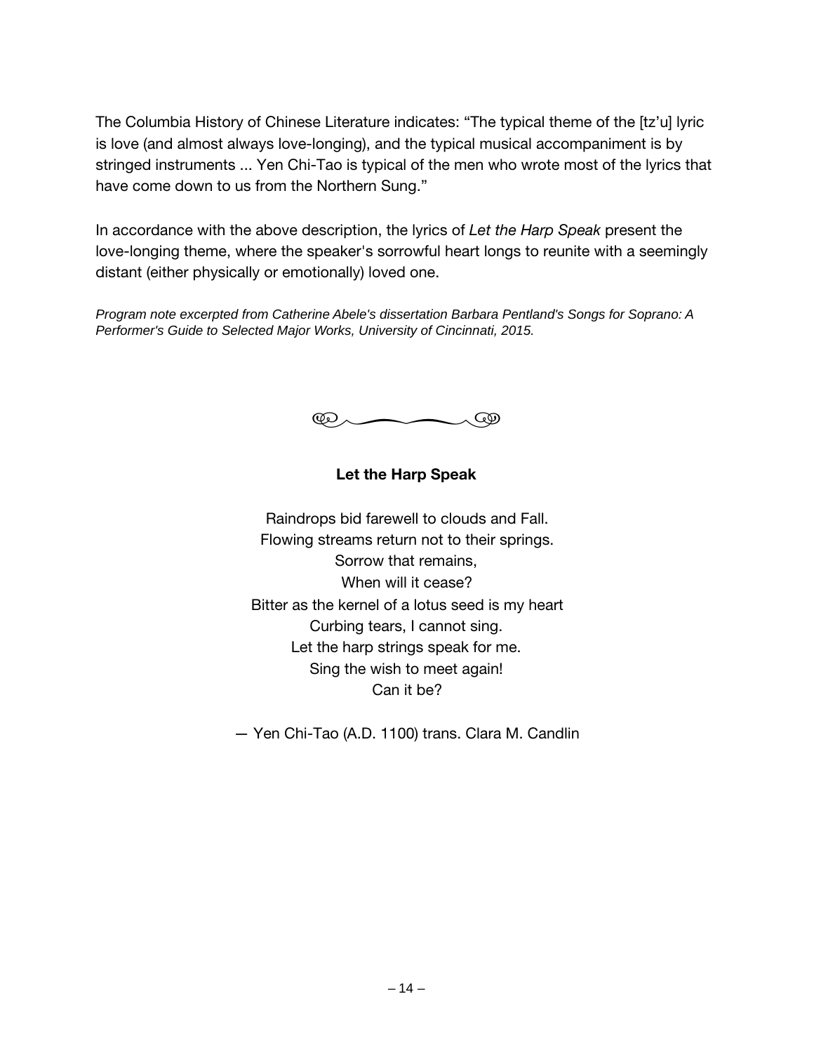The Columbia History of Chinese Literature indicates: “The typical theme of the [tz’u] lyric is love (and almost always love-longing), and the typical musical accompaniment is by stringed instruments ... Yen Chi-Tao is typical of the men who wrote most of the lyrics that have come down to us from the Northern Sung.”

In accordance with the above description, the lyrics of *Let the Harp Speak* present the love-longing theme, where the speaker's sorrowful heart longs to reunite with a seemingly distant (either physically or emotionally) loved one.

*Program note excerpted from Catherine Abele's dissertation Barbara Pentland's Songs for Soprano: A Performer's Guide to Selected Major Works, University of Cincinnati, 2015.*

**Let the Harp Speak**

Raindrops bid farewell to clouds and Fall.
Flowing streams return not to their springs.
Sorrow that remains,
When will it cease?
Bitter as the kernel of a lotus seed is my heart
Curbing tears, I cannot sing.
Let the harp strings speak for me.
Sing the wish to meet again!
Can it be?

— Yen Chi-Tao (A.D. 1100) trans. Clara M. Candlin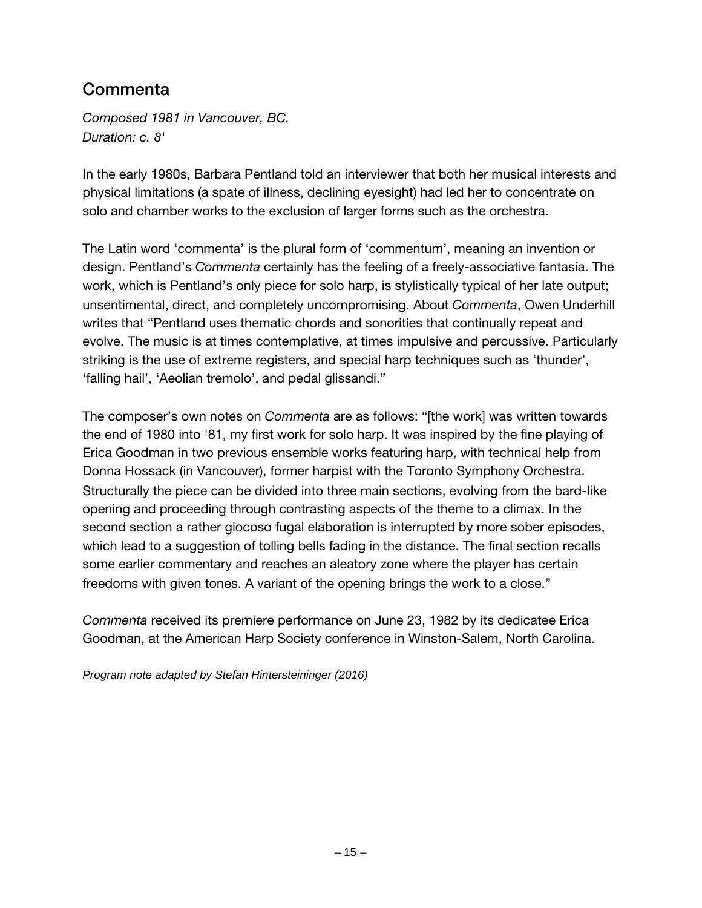## Commenta

*Composed 1981 in Vancouver, BC.*
*Duration: c. 8'*

In the early 1980s, Barbara Pentland told an interviewer that both her musical interests and physical limitations (a spate of illness, declining eyesight) had led her to concentrate on solo and chamber works to the exclusion of larger forms such as the orchestra.

The Latin word 'commenta' is the plural form of 'commentum', meaning an invention or design. Pentland's *Commenta* certainly has the feeling of a freely-associative fantasia. The work, which is Pentland's only piece for solo harp, is stylistically typical of her late output; unsentimental, direct, and completely uncompromising. About *Commenta*, Owen Underhill writes that "Pentland uses thematic chords and sonorities that continually repeat and evolve. The music is at times contemplative, at times impulsive and percussive. Particularly striking is the use of extreme registers, and special harp techniques such as 'thunder', 'falling hail', 'Aeolian tremolo', and pedal glissandi."

The composer's own notes on *Commenta* are as follows: "[the work] was written towards the end of 1980 into '81, my first work for solo harp. It was inspired by the fine playing of Erica Goodman in two previous ensemble works featuring harp, with technical help from Donna Hossack (in Vancouver), former harpist with the Toronto Symphony Orchestra. Structurally the piece can be divided into three main sections, evolving from the bard-like opening and proceeding through contrasting aspects of the theme to a climax. In the second section a rather giocoso fugal elaboration is interrupted by more sober episodes, which lead to a suggestion of tolling bells fading in the distance. The final section recalls some earlier commentary and reaches an aleatory zone where the player has certain freedoms with given tones. A variant of the opening brings the work to a close."

*Commenta* received its premiere performance on June 23, 1982 by its dedicatee Erica Goodman, at the American Harp Society conference in Winston-Salem, North Carolina.

*Program note adapted by Stefan Hintersteininger (2016)*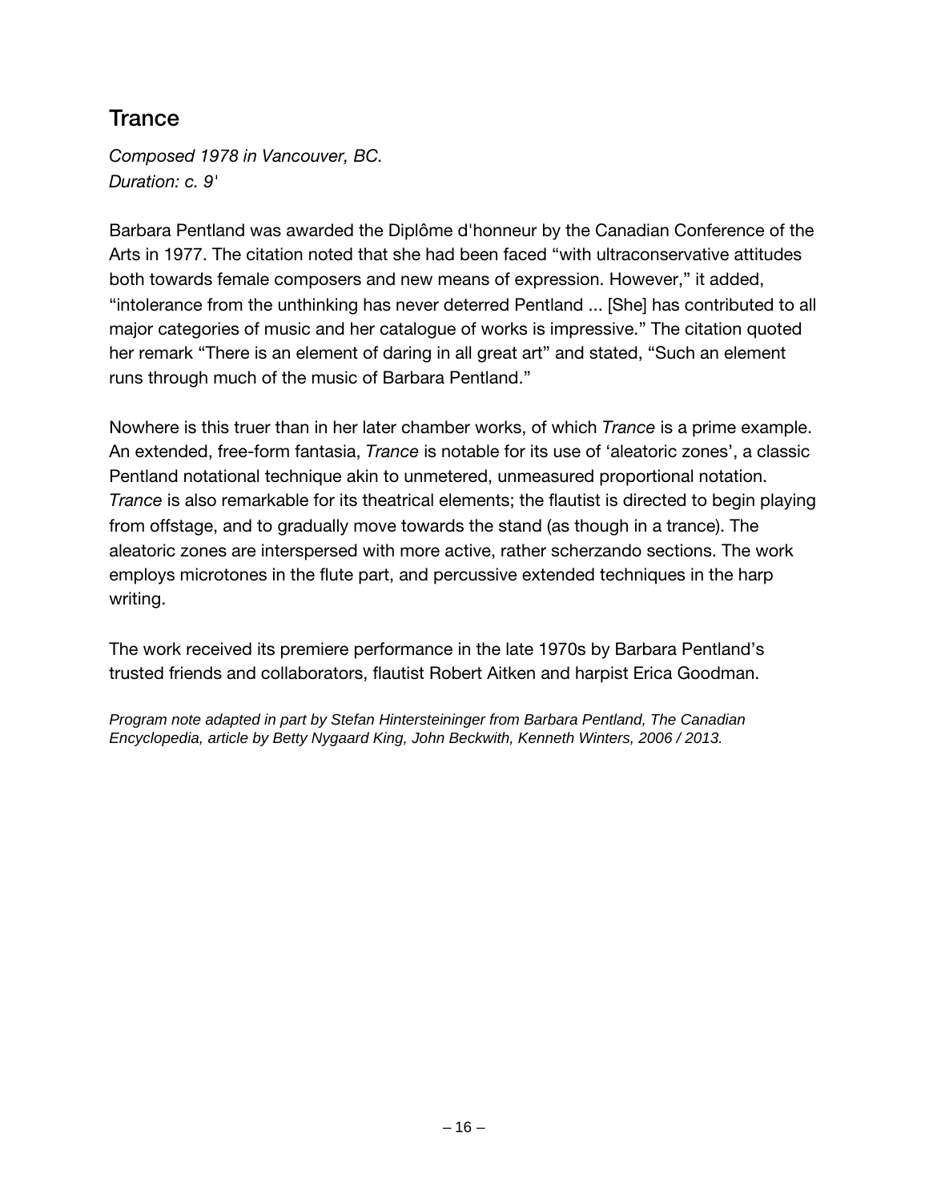## Trance

*Composed 1978 in Vancouver, BC.*
*Duration: c. 9'*

Barbara Pentland was awarded the Diplôme d'honneur by the Canadian Conference of the Arts in 1977. The citation noted that she had been faced "with ultraconservative attitudes both towards female composers and new means of expression. However," it added, "intolerance from the unthinking has never deterred Pentland ... [She] has contributed to all major categories of music and her catalogue of works is impressive." The citation quoted her remark "There is an element of daring in all great art" and stated, "Such an element runs through much of the music of Barbara Pentland."

Nowhere is this truer than in her later chamber works, of which *Trance* is a prime example. An extended, free-form fantasia, *Trance* is notable for its use of 'aleatoric zones', a classic Pentland notational technique akin to unmetered, unmeasured proportional notation. *Trance* is also remarkable for its theatrical elements; the flautist is directed to begin playing from offstage, and to gradually move towards the stand (as though in a trance). The aleatoric zones are interspersed with more active, rather scherzando sections. The work employs microtones in the flute part, and percussive extended techniques in the harp writing.

The work received its premiere performance in the late 1970s by Barbara Pentland's trusted friends and collaborators, flautist Robert Aitken and harpist Erica Goodman.

*Program note adapted in part by Stefan Hintersteininger from Barbara Pentland, The Canadian Encyclopedia, article by Betty Nygaard King, John Beckwith, Kenneth Winters, 2006 / 2013.*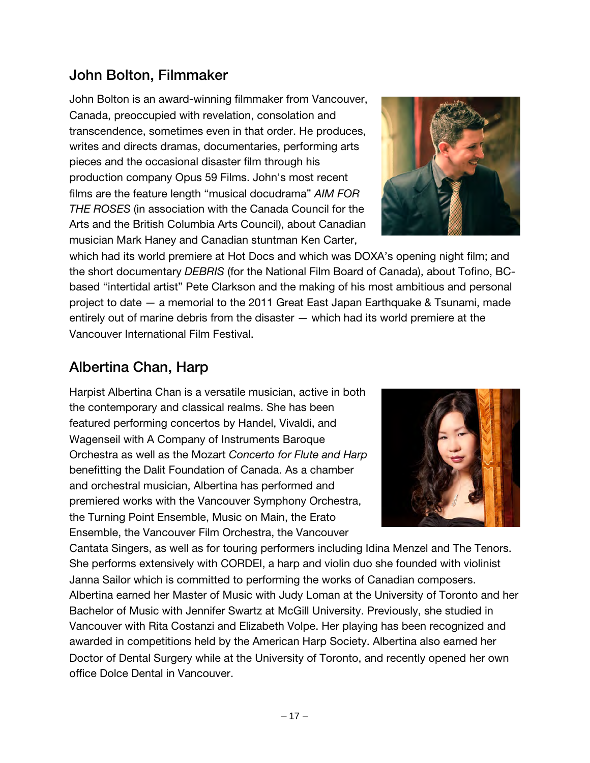## John Bolton, Filmmaker

John Bolton is an award-winning filmmaker from Vancouver, Canada, preoccupied with revelation, consolation and transcendence, sometimes even in that order. He produces, writes and directs dramas, documentaries, performing arts pieces and the occasional disaster film through his production company Opus 59 Films. John's most recent films are the feature length "musical docudrama" *AIM FOR THE ROSES* (in association with the Canada Council for the Arts and the British Columbia Arts Council), about Canadian musician Mark Haney and Canadian stuntman Ken Carter, which had its world premiere at Hot Docs and which was DOXA's opening night film; and the short documentary *DEBRIS* (for the National Film Board of Canada), about Tofino, BC-based "intertidal artist" Pete Clarkson and the making of his most ambitious and personal project to date — a memorial to the 2011 Great East Japan Earthquake & Tsunami, made entirely out of marine debris from the disaster — which had its world premiere at the Vancouver International Film Festival.

## Albertina Chan, Harp

Harpist Albertina Chan is a versatile musician, active in both the contemporary and classical realms. She has been featured performing concertos by Handel, Vivaldi, and Wagenseil with A Company of Instruments Baroque Orchestra as well as the Mozart *Concerto for Flute and Harp* benefitting the Dalit Foundation of Canada. As a chamber and orchestral musician, Albertina has performed and premiered works with the Vancouver Symphony Orchestra, the Turning Point Ensemble, Music on Main, the Erato Ensemble, the Vancouver Film Orchestra, the Vancouver Cantata Singers, as well as for touring performers including Idina Menzel and The Tenors. She performs extensively with CORDEI, a harp and violin duo she founded with violinist Janna Sailor which is committed to performing the works of Canadian composers. Albertina earned her Master of Music with Judy Loman at the University of Toronto and her Bachelor of Music with Jennifer Swartz at McGill University. Previously, she studied in Vancouver with Rita Costanzi and Elizabeth Volpe. Her playing has been recognized and awarded in competitions held by the American Harp Society. Albertina also earned her Doctor of Dental Surgery while at the University of Toronto, and recently opened her own office Dolce Dental in Vancouver.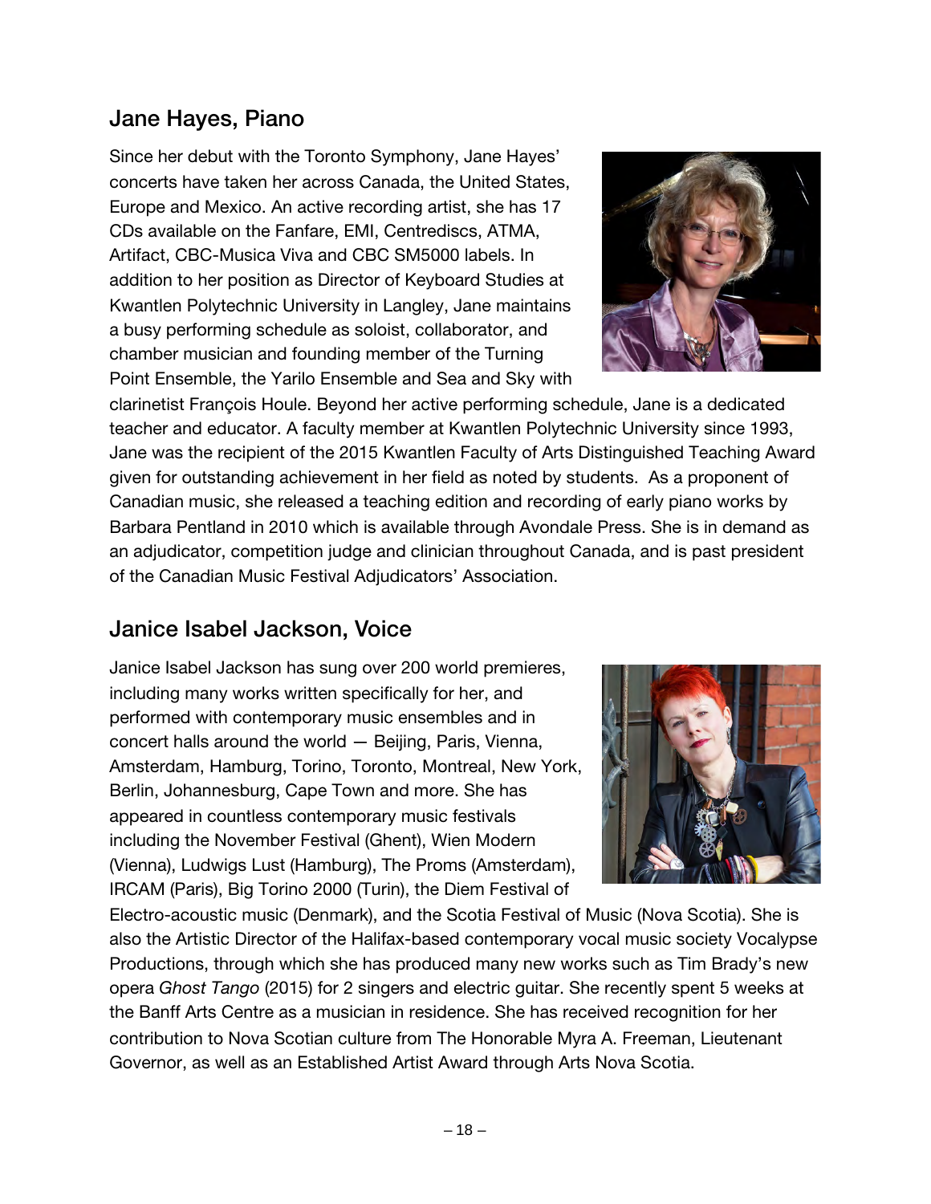## Jane Hayes, Piano

Since her debut with the Toronto Symphony, Jane Hayes' concerts have taken her across Canada, the United States, Europe and Mexico. An active recording artist, she has 17 CDs available on the Fanfare, EMI, Centrediscs, ATMA, Artifact, CBC-Musica Viva and CBC SM5000 labels. In addition to her position as Director of Keyboard Studies at Kwantlen Polytechnic University in Langley, Jane maintains a busy performing schedule as soloist, collaborator, and chamber musician and founding member of the Turning Point Ensemble, the Yarilo Ensemble and Sea and Sky with clarinetist François Houle. Beyond her active performing schedule, Jane is a dedicated teacher and educator. A faculty member at Kwantlen Polytechnic University since 1993, Jane was the recipient of the 2015 Kwantlen Faculty of Arts Distinguished Teaching Award given for outstanding achievement in her field as noted by students. As a proponent of Canadian music, she released a teaching edition and recording of early piano works by Barbara Pentland in 2010 which is available through Avondale Press. She is in demand as an adjudicator, competition judge and clinician throughout Canada, and is past president of the Canadian Music Festival Adjudicators' Association.

## Janice Isabel Jackson, Voice

Janice Isabel Jackson has sung over 200 world premieres, including many works written specifically for her, and performed with contemporary music ensembles and in concert halls around the world — Beijing, Paris, Vienna, Amsterdam, Hamburg, Torino, Toronto, Montreal, New York, Berlin, Johannesburg, Cape Town and more. She has appeared in countless contemporary music festivals including the November Festival (Ghent), Wien Modern (Vienna), Ludwigs Lust (Hamburg), The Proms (Amsterdam), IRCAM (Paris), Big Torino 2000 (Turin), the Diem Festival of Electro-acoustic music (Denmark), and the Scotia Festival of Music (Nova Scotia). She is also the Artistic Director of the Halifax-based contemporary vocal music society Vocalypse Productions, through which she has produced many new works such as Tim Brady's new opera *Ghost Tango* (2015) for 2 singers and electric guitar. She recently spent 5 weeks at the Banff Arts Centre as a musician in residence. She has received recognition for her contribution to Nova Scotian culture from The Honorable Myra A. Freeman, Lieutenant Governor, as well as an Established Artist Award through Arts Nova Scotia.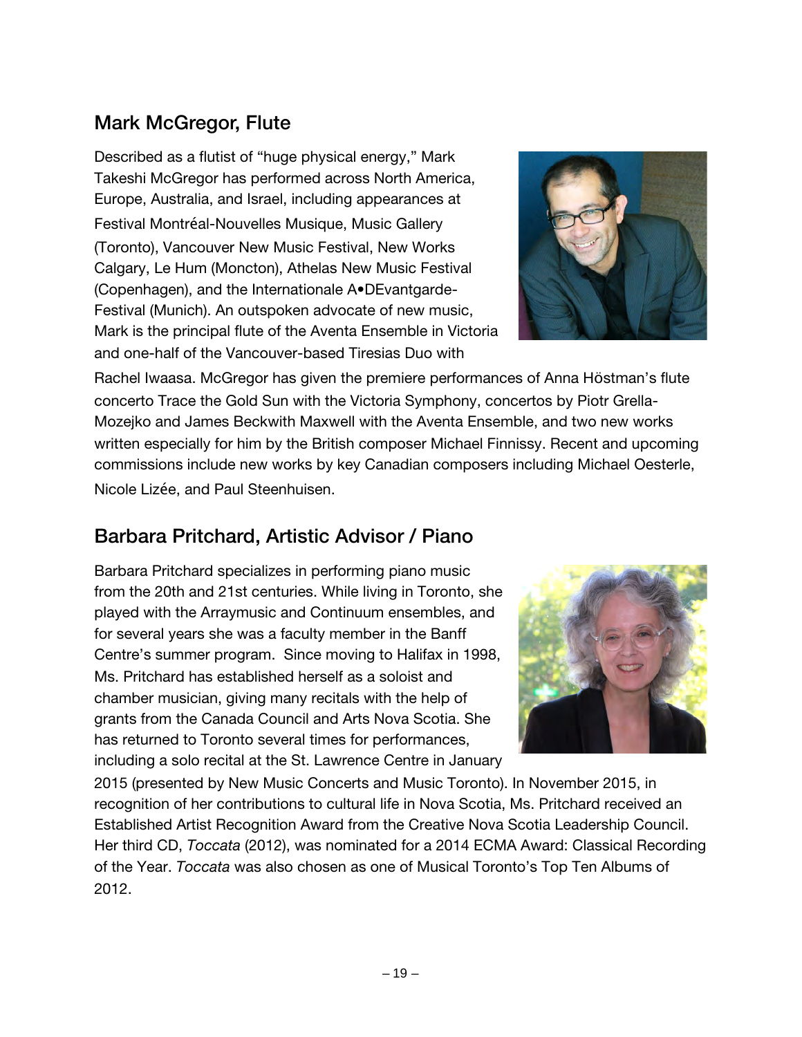## Mark McGregor, Flute

Described as a flutist of "huge physical energy," Mark Takeshi McGregor has performed across North America, Europe, Australia, and Israel, including appearances at Festival Montréal-Nouvelles Musique, Music Gallery (Toronto), Vancouver New Music Festival, New Works Calgary, Le Hum (Moncton), Athelas New Music Festival (Copenhagen), and the Internationale A•DEvantgarde-Festival (Munich). An outspoken advocate of new music, Mark is the principal flute of the Aventa Ensemble in Victoria and one-half of the Vancouver-based Tiresias Duo with Rachel Iwaasa. McGregor has given the premiere performances of Anna Höstman's flute concerto Trace the Gold Sun with the Victoria Symphony, concertos by Piotr Grella-Mozejko and James Beckwith Maxwell with the Aventa Ensemble, and two new works written especially for him by the British composer Michael Finnissy. Recent and upcoming commissions include new works by key Canadian composers including Michael Oesterle, Nicole Lizée, and Paul Steenhuisen.

## Barbara Pritchard, Artistic Advisor / Piano

Barbara Pritchard specializes in performing piano music from the 20th and 21st centuries. While living in Toronto, she played with the Arraymusic and Continuum ensembles, and for several years she was a faculty member in the Banff Centre's summer program. Since moving to Halifax in 1998, Ms. Pritchard has established herself as a soloist and chamber musician, giving many recitals with the help of grants from the Canada Council and Arts Nova Scotia. She has returned to Toronto several times for performances, including a solo recital at the St. Lawrence Centre in January 2015 (presented by New Music Concerts and Music Toronto). In November 2015, in recognition of her contributions to cultural life in Nova Scotia, Ms. Pritchard received an Established Artist Recognition Award from the Creative Nova Scotia Leadership Council. Her third CD, *Toccata* (2012), was nominated for a 2014 ECMA Award: Classical Recording of the Year. *Toccata* was also chosen as one of Musical Toronto's Top Ten Albums of 2012.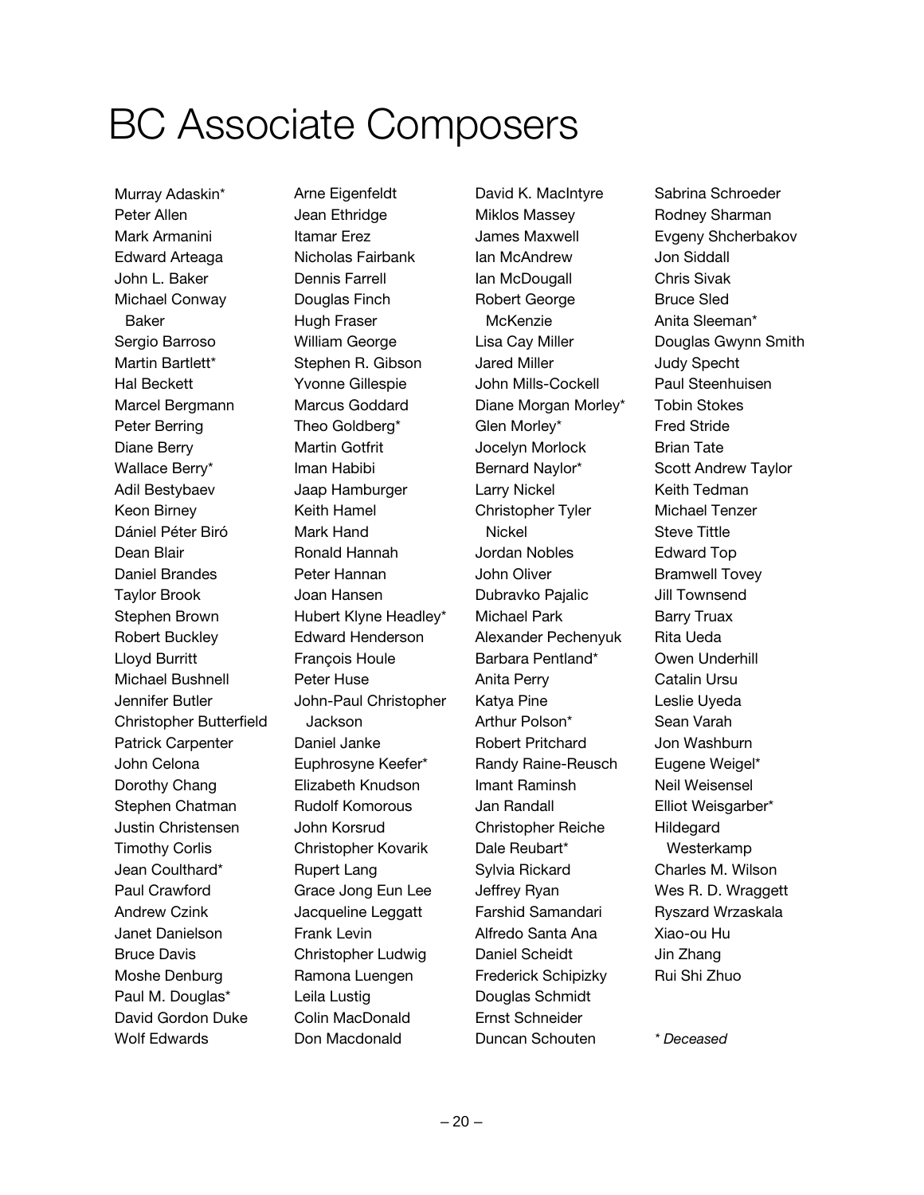# BC Associate Composers

Murray Adaskin*
Peter Allen
Mark Armanini
Edward Arteaga
John L. Baker
Michael Conway Baker
Sergio Barroso
Martin Bartlett*
Hal Beckett
Marcel Bergmann
Peter Berring
Diane Berry
Wallace Berry*
Adil Bestybaev
Keon Birney
Dániel Péter Biró
Dean Blair
Daniel Brandes
Taylor Brook
Stephen Brown
Robert Buckley
Lloyd Burritt
Michael Bushnell
Jennifer Butler
Christopher Butterfield
Patrick Carpenter
John Celona
Dorothy Chang
Stephen Chatman
Justin Christensen
Timothy Corlis
Jean Coulthard*
Paul Crawford
Andrew Czink
Janet Danielson
Bruce Davis
Moshe Denburg
Paul M. Douglas*
David Gordon Duke
Wolf Edwards
Arne Eigenfeldt
Jean Ethridge
Itamar Erez
Nicholas Fairbank
Dennis Farrell
Douglas Finch
Hugh Fraser
William George
Stephen R. Gibson
Yvonne Gillespie
Marcus Goddard
Theo Goldberg*
Martin Gotfrit
Iman Habibi
Jaap Hamburger
Keith Hamel
Mark Hand
Ronald Hannah
Peter Hannan
Joan Hansen
Hubert Klyne Headley*
Edward Henderson
François Houle
Peter Huse
John-Paul Christopher Jackson
Daniel Janke
Euphrosyne Keefer*
Elizabeth Knudson
Rudolf Komorous
John Korsrud
Christopher Kovarik
Rupert Lang
Grace Jong Eun Lee
Jacqueline Leggatt
Frank Levin
Christopher Ludwig
Ramona Luengen
Leila Lustig
Colin MacDonald
Don Macdonald
David K. MacIntyre
Miklos Massey
James Maxwell
Ian McAndrew
Ian McDougall
Robert George McKenzie
Lisa Cay Miller
Jared Miller
John Mills-Cockell
Diane Morgan Morley*
Glen Morley*
Jocelyn Morlock
Bernard Naylor*
Larry Nickel
Christopher Tyler Nickel
Jordan Nobles
John Oliver
Dubravko Pajalic
Michael Park
Alexander Pechenyuk
Barbara Pentland*
Anita Perry
Katya Pine
Arthur Polson*
Robert Pritchard
Randy Raine-Reusch
Imant Raminsh
Jan Randall
Christopher Reiche
Dale Reubart*
Sylvia Rickard
Jeffrey Ryan
Farshid Samandari
Alfredo Santa Ana
Daniel Scheidt
Frederick Schipizky
Douglas Schmidt
Ernst Schneider
Duncan Schouten
Sabrina Schroeder
Rodney Sharman
Evgeny Shcherbakov
Jon Siddall
Chris Sivak
Bruce Sled
Anita Sleeman*
Douglas Gwynn Smith
Judy Specht
Paul Steenhuisen
Tobin Stokes
Fred Stride
Brian Tate
Scott Andrew Taylor
Keith Tedman
Michael Tenzer
Steve Tittle
Edward Top
Bramwell Tovey
Jill Townsend
Barry Truax
Rita Ueda
Owen Underhill
Catalin Ursu
Leslie Uyeda
Sean Varah
Jon Washburn
Eugene Weigel*
Neil Weisensel
Elliot Weisgarber*
Hildegard Westerkamp
Charles M. Wilson
Wes R. D. Wraggett
Ryszard Wrzaskala
Xiao-ou Hu
Jin Zhang
Rui Shi Zhuo

*\* Deceased*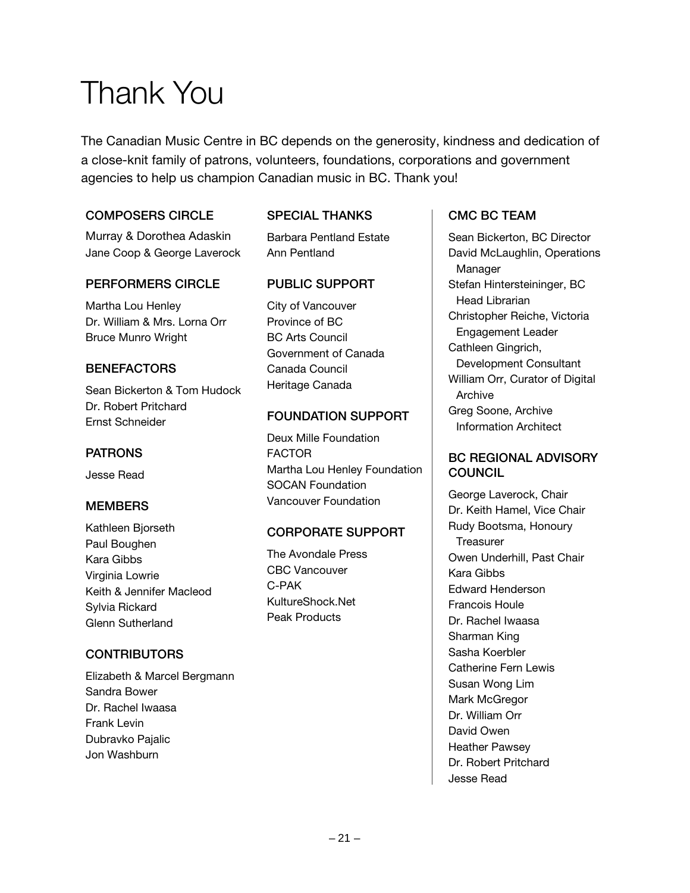# Thank You

The Canadian Music Centre in BC depends on the generosity, kindness and dedication of a close-knit family of patrons, volunteers, foundations, corporations and government agencies to help us champion Canadian music in BC. Thank you!

## COMPOSERS CIRCLE

Murray & Dorothea Adaskin
Jane Coop & George Laverock

## PERFORMERS CIRCLE

Martha Lou Henley
Dr. William & Mrs. Lorna Orr
Bruce Munro Wright

## BENEFACTORS

Sean Bickerton & Tom Hudock
Dr. Robert Pritchard
Ernst Schneider

## PATRONS

Jesse Read

## MEMBERS

Kathleen Bjorseth
Paul Boughen
Kara Gibbs
Virginia Lowrie
Keith & Jennifer Macleod
Sylvia Rickard
Glenn Sutherland

## CONTRIBUTORS

Elizabeth & Marcel Bergmann
Sandra Bower
Dr. Rachel Iwaasa
Frank Levin
Dubravko Pajalic
Jon Washburn

## SPECIAL THANKS

Barbara Pentland Estate
Ann Pentland

## PUBLIC SUPPORT

City of Vancouver
Province of BC
BC Arts Council
Government of Canada
Canada Council
Heritage Canada

## FOUNDATION SUPPORT

Deux Mille Foundation
FACTOR
Martha Lou Henley Foundation
SOCAN Foundation
Vancouver Foundation

## CORPORATE SUPPORT

The Avondale Press
CBC Vancouver
C-PAK
KultureShock.Net
Peak Products

## CMC BC TEAM

Sean Bickerton, BC Director
David McLaughlin, Operations Manager
Stefan Hintersteininger, BC Head Librarian
Christopher Reiche, Victoria Engagement Leader
Cathleen Gingrich, Development Consultant
William Orr, Curator of Digital Archive
Greg Soone, Archive Information Architect

## BC REGIONAL ADVISORY COUNCIL

George Laverock, Chair
Dr. Keith Hamel, Vice Chair
Rudy Bootsma, Honoury Treasurer
Owen Underhill, Past Chair
Kara Gibbs
Edward Henderson
Francois Houle
Dr. Rachel Iwaasa
Sharman King
Sasha Koerbler
Catherine Fern Lewis
Susan Wong Lim
Mark McGregor
Dr. William Orr
David Owen
Heather Pawsey
Dr. Robert Pritchard
Jesse Read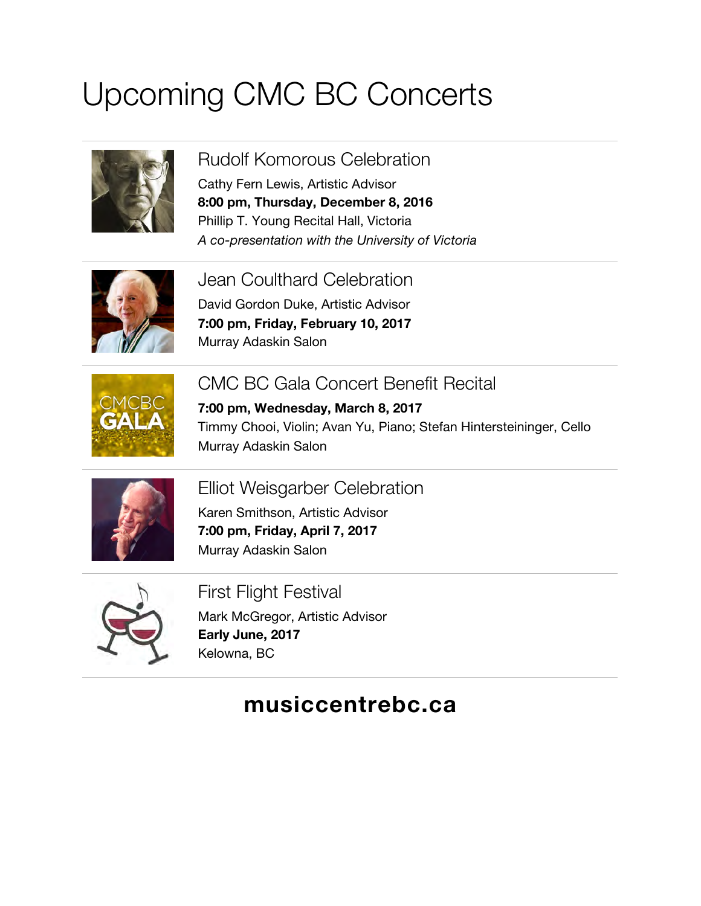# Upcoming CMC BC Concerts

## Rudolf Komorous Celebration

Cathy Fern Lewis, Artistic Advisor
**8:00 pm, Thursday, December 8, 2016**
Phillip T. Young Recital Hall, Victoria
*A co-presentation with the University of Victoria*

## Jean Coulthard Celebration

David Gordon Duke, Artistic Advisor
**7:00 pm, Friday, February 10, 2017**
Murray Adaskin Salon

## CMC BC Gala Concert Benefit Recital

**7:00 pm, Wednesday, March 8, 2017**
Timmy Chooi, Violin; Avan Yu, Piano; Stefan Hintersteininger, Cello
Murray Adaskin Salon

## Elliot Weisgarber Celebration

Karen Smithson, Artistic Advisor
**7:00 pm, Friday, April 7, 2017**
Murray Adaskin Salon

## First Flight Festival

Mark McGregor, Artistic Advisor
**Early June, 2017**
Kelowna, BC

**musiccentrebc.ca**